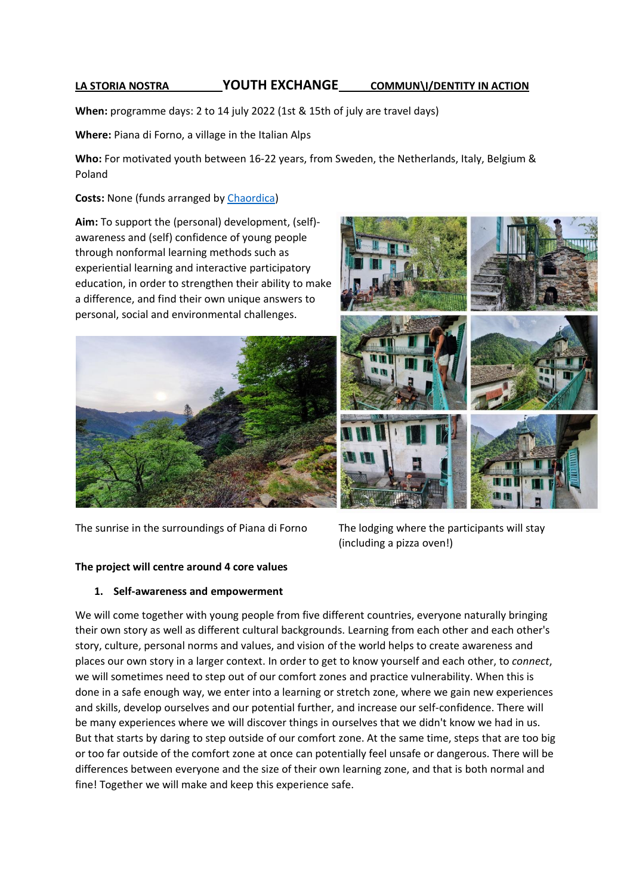**LA STORIA NOSTRA** **YOUTH EXCHANGE** **COMMUN\I/DENTITY IN ACTION**

**When:** programme days: 2 to 14 july 2022 (1st & 15th of july are travel days)

**Where:** Piana di Forno, a village in the Italian Alps

**Who:** For motivated youth between 16-22 years, from Sweden, the Netherlands, Italy, Belgium & Poland

**Costs:** None (funds arranged by Chaordica)

**Aim:** To support the (personal) development, (self)-awareness and (self) confidence of young people through nonformal learning methods such as experiential learning and interactive participatory education, in order to strengthen their ability to make a difference, and find their own unique answers to personal, social and environmental challenges.

The sunrise in the surroundings of Piana di Forno

The lodging where the participants will stay (including a pizza oven!)

**The project will centre around 4 core values**

1. **Self-awareness and empowerment**

We will come together with young people from five different countries, everyone naturally bringing their own story as well as different cultural backgrounds. Learning from each other and each other's story, culture, personal norms and values, and vision of the world helps to create awareness and places our own story in a larger context. In order to get to know yourself and each other, to *connect*, we will sometimes need to step out of our comfort zones and practice vulnerability. When this is done in a safe enough way, we enter into a learning or stretch zone, where we gain new experiences and skills, develop ourselves and our potential further, and increase our self-confidence. There will be many experiences where we will discover things in ourselves that we didn't know we had in us. But that starts by daring to step outside of our comfort zone. At the same time, steps that are too big or too far outside of the comfort zone at once can potentially feel unsafe or dangerous. There will be differences between everyone and the size of their own learning zone, and that is both normal and fine! Together we will make and keep this experience safe.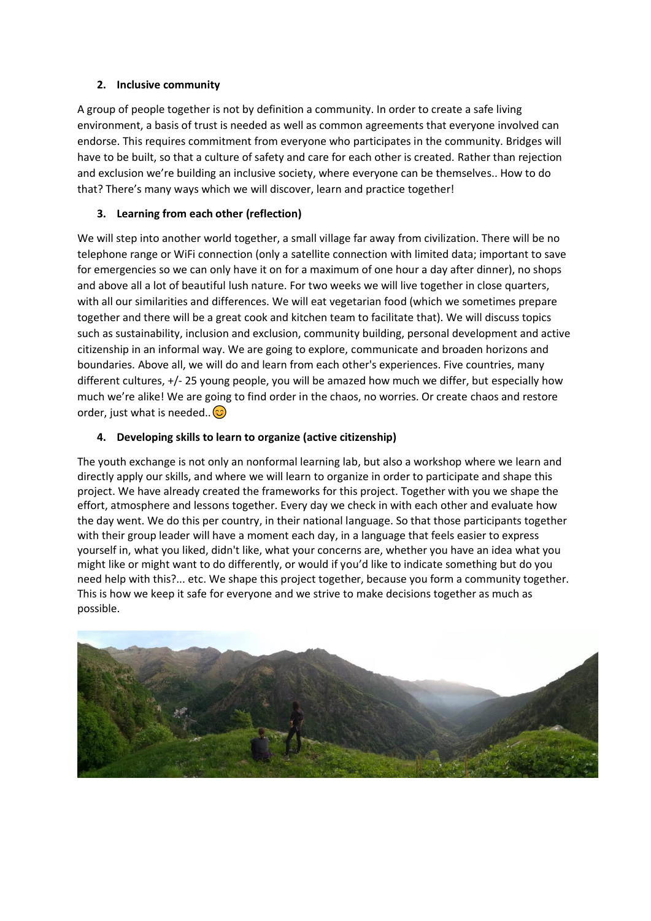## 2. Inclusive community

A group of people together is not by definition a community. In order to create a safe living environment, a basis of trust is needed as well as common agreements that everyone involved can endorse. This requires commitment from everyone who participates in the community. Bridges will have to be built, so that a culture of safety and care for each other is created. Rather than rejection and exclusion we're building an inclusive society, where everyone can be themselves.. How to do that? There's many ways which we will discover, learn and practice together!

## 3. Learning from each other (reflection)

We will step into another world together, a small village far away from civilization. There will be no telephone range or WiFi connection (only a satellite connection with limited data; important to save for emergencies so we can only have it on for a maximum of one hour a day after dinner), no shops and above all a lot of beautiful lush nature. For two weeks we will live together in close quarters, with all our similarities and differences. We will eat vegetarian food (which we sometimes prepare together and there will be a great cook and kitchen team to facilitate that). We will discuss topics such as sustainability, inclusion and exclusion, community building, personal development and active citizenship in an informal way. We are going to explore, communicate and broaden horizons and boundaries. Above all, we will do and learn from each other's experiences. Five countries, many different cultures, +/- 25 young people, you will be amazed how much we differ, but especially how much we're alike! We are going to find order in the chaos, no worries. Or create chaos and restore order, just what is needed.. 😊

## 4. Developing skills to learn to organize (active citizenship)

The youth exchange is not only an nonformal learning lab, but also a workshop where we learn and directly apply our skills, and where we will learn to organize in order to participate and shape this project. We have already created the frameworks for this project. Together with you we shape the effort, atmosphere and lessons together. Every day we check in with each other and evaluate how the day went. We do this per country, in their national language. So that those participants together with their group leader will have a moment each day, in a language that feels easier to express yourself in, what you liked, didn't like, what your concerns are, whether you have an idea what you might like or might want to do differently, or would if you'd like to indicate something but do you need help with this?... etc. We shape this project together, because you form a community together. This is how we keep it safe for everyone and we strive to make decisions together as much as possible.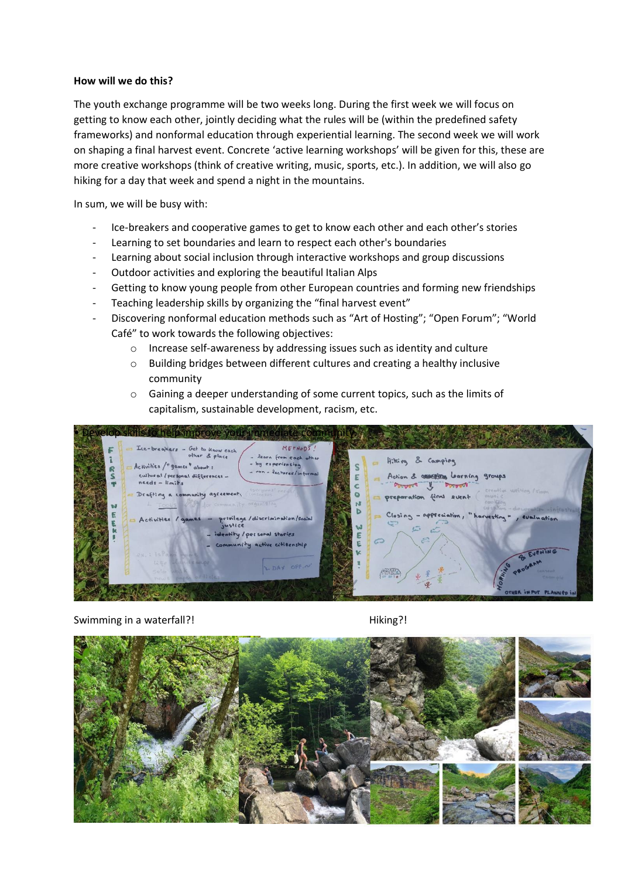**How will we do this?**

The youth exchange programme will be two weeks long. During the first week we will focus on getting to know each other, jointly deciding what the rules will be (within the predefined safety frameworks) and nonformal education through experiential learning. The second week we will work on shaping a final harvest event. Concrete 'active learning workshops' will be given for this, these are more creative workshops (think of creative writing, music, sports, etc.). In addition, we will also go hiking for a day that week and spend a night in the mountains.

In sum, we will be busy with:

- Ice-breakers and cooperative games to get to know each other and each other's stories
- Learning to set boundaries and learn to respect each other's boundaries
- Learning about social inclusion through interactive workshops and group discussions
- Outdoor activities and exploring the beautiful Italian Alps
- Getting to know young people from other European countries and forming new friendships
- Teaching leadership skills by organizing the "final harvest event"
- Discovering nonformal education methods such as "Art of Hosting"; "Open Forum"; "World Café" to work towards the following objectives:
    - Increase self-awareness by addressing issues such as identity and culture
    - Building bridges between different cultures and creating a healthy inclusive community
    - Gaining a deeper understanding of some current topics, such as the limits of capitalism, sustainable development, racism, etc.
    - Develop skills to help improve your immediate community

Swimming in a waterfall?!

Hiking?!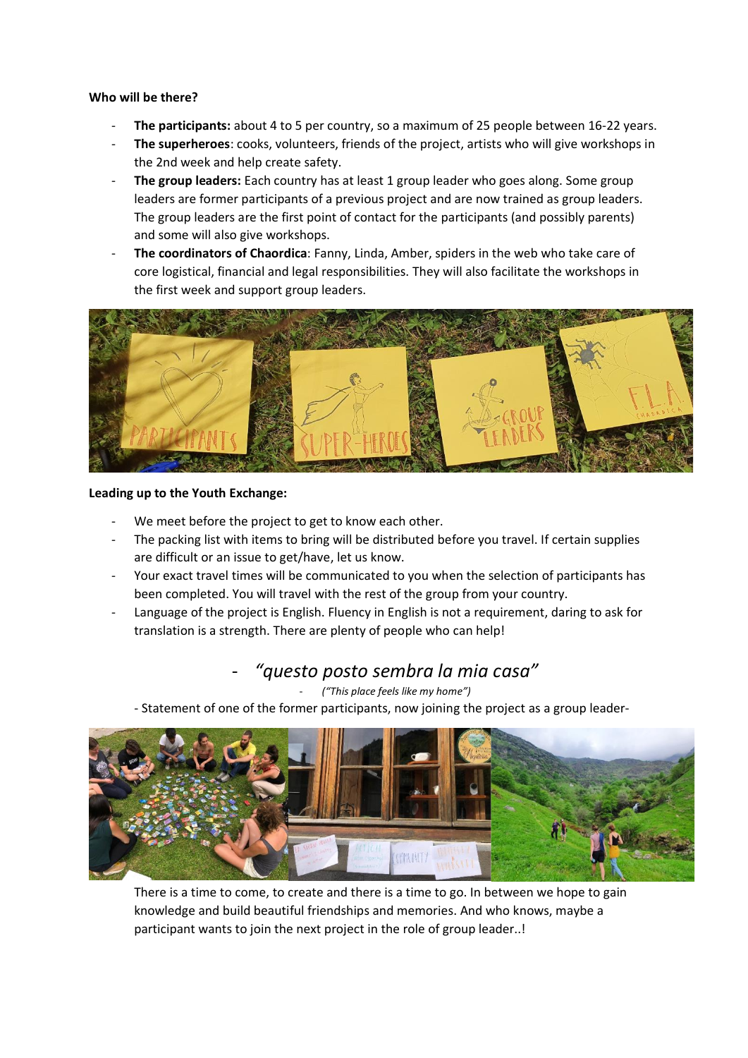**Who will be there?**

- **The participants:** about 4 to 5 per country, so a maximum of 25 people between 16-22 years.
- **The superheroes**: cooks, volunteers, friends of the project, artists who will give workshops in the 2nd week and help create safety.
- **The group leaders:** Each country has at least 1 group leader who goes along. Some group leaders are former participants of a previous project and are now trained as group leaders. The group leaders are the first point of contact for the participants (and possibly parents) and some will also give workshops.
- **The coordinators of Chaordica**: Fanny, Linda, Amber, spiders in the web who take care of core logistical, financial and legal responsibilities. They will also facilitate the workshops in the first week and support group leaders.

**Leading up to the Youth Exchange:**

- We meet before the project to get to know each other.
- The packing list with items to bring will be distributed before you travel. If certain supplies are difficult or an issue to get/have, let us know.
- Your exact travel times will be communicated to you when the selection of participants has been completed. You will travel with the rest of the group from your country.
- Language of the project is English. Fluency in English is not a requirement, daring to ask for translation is a strength. There are plenty of people who can help!

- *"questo posto sembra la mia casa"*

- *("This place feels like my home")*

- Statement of one of the former participants, now joining the project as a group leader-

There is a time to come, to create and there is a time to go. In between we hope to gain knowledge and build beautiful friendships and memories. And who knows, maybe a participant wants to join the next project in the role of group leader..!